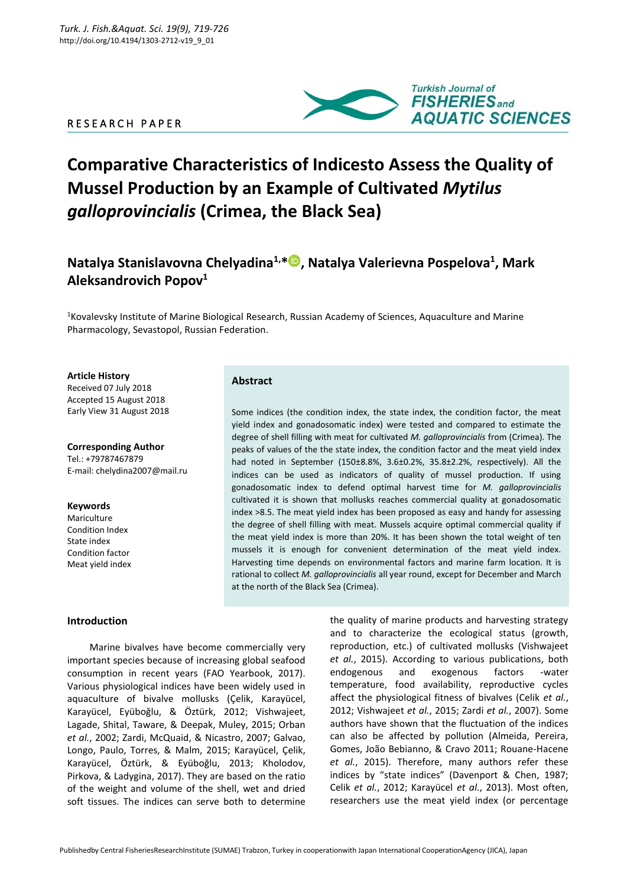RESEARCH PAPER

# Comparative Characteristics of Indicesto Assess the Quality of Mussel Production by an Example of Cultivated *Mytilus galloprovincialis* (Crimea, the Black Sea)

## Natalya Stanislavovna Chelyadina[1,*], Natalya Valerievna Pospelova[1], Mark Aleksandrovich Popov[1]

[1]Kovalevsky Institute of Marine Biological Research, Russian Academy of Sciences, Aquaculture and Marine Pharmacology, Sevastopol, Russian Federation.

**Article History**
Received 07 July 2018
Accepted 15 August 2018
Early View 31 August 2018

**Corresponding Author**
Tel.: +79787467879
E-mail: chelydina2007@mail.ru

**Keywords**
Mariculture
Condition Index
State index
Condition factor
Meat yield index

### Abstract

Some indices (the condition index, the state index, the condition factor, the meat yield index and gonadosomatic index) were tested and compared to estimate the degree of shell filling with meat for cultivated *M. galloprovincialis* from (Crimea). The peaks of values of the the state index, the condition factor and the meat yield index had noted in September (150±8.8%, 3.6±0.2%, 35.8±2.2%, respectively). All the indices can be used as indicators of quality of mussel production. If using gonadosomatic index to defend optimal harvest time for *M. galloprovincialis* cultivated it is shown that mollusks reaches commercial quality at gonadosomatic index >8.5. The meat yield index has been proposed as easy and handy for assessing the degree of shell filling with meat. Mussels acquire optimal commercial quality if the meat yield index is more than 20%. It has been shown the total weight of ten mussels it is enough for convenient determination of the meat yield index. Harvesting time depends on environmental factors and marine farm location. It is rational to collect *M. galloprovincialis* all year round, except for December and March at the north of the Black Sea (Crimea).

## Introduction

Marine bivalves have become commercially very important species because of increasing global seafood consumption in recent years (FAO Yearbook, 2017). Various physiological indices have been widely used in aquaculture of bivalve mollusks (Çelik, Karayücel, Eyüboğlu, & Öztürk, 2012; Vishwajeet, Lagade, Shital, Taware, & Deepak, Muley, 2015; Orban *et al.*, 2002; Zardi, McQuaid, & Nicastro, 2007; Galvao, Longo, Paulo, Torres, & Malm, 2015; Karayücel, Çelik, Karayücel, Öztürk, & Eyüboğlu, 2013; Kholodov, Pirkova, & Ladygina, 2017). They are based on the ratio of the weight and volume of the shell, wet and dried soft tissues. The indices can serve both to determine the quality of marine products and harvesting strategy and to characterize the ecological status (growth, reproduction, etc.) of cultivated mollusks (Vishwajeet *et al.*, 2015). According to various publications, both endogenous and exogenous factors -water temperature, food availability, reproductive cycles affect the physiological fitness of bivalves (Celik *et al.*, 2012; Vishwajeet *et al.*, 2015; Zardi *et al.*, 2007). Some authors have shown that the fluctuation of the indices can also be affected by pollution (Almeida, Pereira, Gomes, João Bebianno, & Cravo 2011; Rouane-Hacene *et al.*, 2015). Therefore, many authors refer these indices by "state indices" (Davenport & Chen, 1987; Celik *et al.*, 2012; Karayücel *et al.*, 2013). Most often, researchers use the meat yield index (or percentage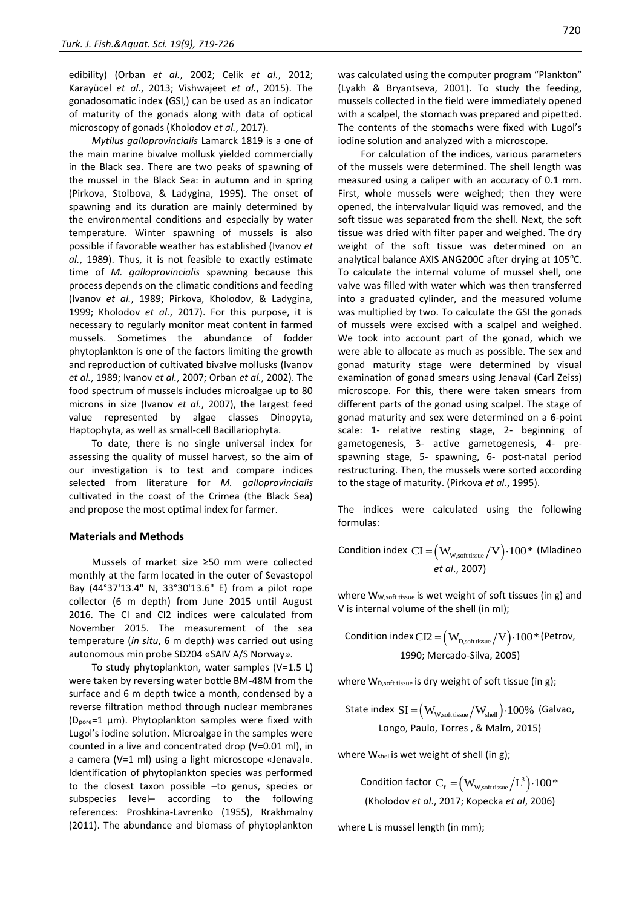edibility) (Orban *et al.*, 2002; Celik *et al.*, 2012; Karayücel *et al.*, 2013; Vishwajeet *et al.*, 2015). The gonadosomatic index (GSI,) can be used as an indicator of maturity of the gonads along with data of optical microscopy of gonads (Kholodov *et al.*, 2017).

*Mytilus galloprovincialis* Lamarck 1819 is a one of the main marine bivalve mollusk yielded commercially in the Black sea. There are two peaks of spawning of the mussel in the Black Sea: in autumn and in spring (Pirkova, Stolbova, & Ladygina, 1995). The onset of spawning and its duration are mainly determined by the environmental conditions and especially by water temperature. Winter spawning of mussels is also possible if favorable weather has established (Ivanov *et al.*, 1989). Thus, it is not feasible to exactly estimate time of *M. galloprovincialis* spawning because this process depends on the climatic conditions and feeding (Ivanov *et al.*, 1989; Pirkova, Kholodov, & Ladygina, 1999; Kholodov *et al.*, 2017). For this purpose, it is necessary to regularly monitor meat content in farmed mussels. Sometimes the abundance of fodder phytoplankton is one of the factors limiting the growth and reproduction of cultivated bivalve mollusks (Ivanov *et al.*, 1989; Ivanov *et al.*, 2007; Orban *et al.*, 2002). The food spectrum of mussels includes microalgae up to 80 microns in size (Ivanov *et al.*, 2007), the largest feed value represented by algae classes Dinopyta, Haptophyta, as well as small-cell Bacillariophyta.

To date, there is no single universal index for assessing the quality of mussel harvest, so the aim of our investigation is to test and compare indices selected from literature for *M. galloprovincialis* cultivated in the coast of the Crimea (the Black Sea) and propose the most optimal index for farmer.

## Materials and Methods

Mussels of market size ≥50 mm were collected monthly at the farm located in the outer of Sevastopol Bay (44°37'13.4" N, 33°30'13.6" E) from a pilot rope collector (6 m depth) from June 2015 until August 2016. The CI and CI2 indices were calculated from November 2015. The measurement of the sea temperature (*in situ*, 6 m depth) was carried out using autonomous min probe SD204 «SAIV A/S Norway».

To study phytoplankton, water samples (V=1.5 L) were taken by reversing water bottle BM-48M from the surface and 6 m depth twice a month, condensed by a reverse filtration method through nuclear membranes ($D_{pore}$=1 µm). Phytoplankton samples were fixed with Lugol's iodine solution. Microalgae in the samples were counted in a live and concentrated drop (V=0.01 ml), in a camera (V=1 ml) using a light microscope «Jenaval». Identification of phytoplankton species was performed to the closest taxon possible –to genus, species or subspecies level– according to the following references: Proshkina-Lavrenko (1955), Krakhmalny (2011). The abundance and biomass of phytoplankton was calculated using the computer program "Plankton" (Lyakh & Bryantseva, 2001). To study the feeding, mussels collected in the field were immediately opened with a scalpel, the stomach was prepared and pipetted. The contents of the stomachs were fixed with Lugol's iodine solution and analyzed with a microscope.

For calculation of the indices, various parameters of the mussels were determined. The shell length was measured using a caliper with an accuracy of 0.1 mm. First, whole mussels were weighed; then they were opened, the intervalvular liquid was removed, and the soft tissue was separated from the shell. Next, the soft tissue was dried with filter paper and weighed. The dry weight of the soft tissue was determined on an analytical balance AXIS ANG200C after drying at 105°C. To calculate the internal volume of mussel shell, one valve was filled with water which was then transferred into a graduated cylinder, and the measured volume was multiplied by two. To calculate the GSI the gonads of mussels were excised with a scalpel and weighed. We took into account part of the gonad, which we were able to allocate as much as possible. The sex and gonad maturity stage were determined by visual examination of gonad smears using Jenaval (Carl Zeiss) microscope. For this, there were taken smears from different parts of the gonad using scalpel. The stage of gonad maturity and sex were determined on a 6-point scale: 1- relative resting stage, 2- beginning of gametogenesis, 3- active gametogenesis, 4- pre-spawning stage, 5- spawning, 6- post-natal period restructuring. Then, the mussels were sorted according to the stage of maturity. (Pirkova *et al.*, 1995).

The indices were calculated using the following formulas:

Condition index $CI = \left(W_{W,soft\,tissue}/V\right)\cdot 100*$ (Mladineo *et al*., 2007)

where $W_{W,soft\,tissue}$ is wet weight of soft tissues (in g) and V is internal volume of the shell (in ml);

Condition index $CI2 = \left(W_{D,soft\,tissue}/V\right)\cdot 100*$ (Petrov, 1990; Mercado-Silva, 2005)

where $W_{D,soft\,tissue}$ is dry weight of soft tissue (in g);

State index $SI = \left(W_{W,soft\,tissue}/W_{shell}\right)\cdot 100\%$ (Galvao, Longo, Paulo, Torres , & Malm, 2015)

where $W_{shell}$ is wet weight of shell (in g);

Condition factor $C_f = \left(W_{W,soft\,tissue}/L^3\right)\cdot 100*$ (Kholodov *et al*., 2017; Kopecka *et al*, 2006)

where L is mussel length (in mm);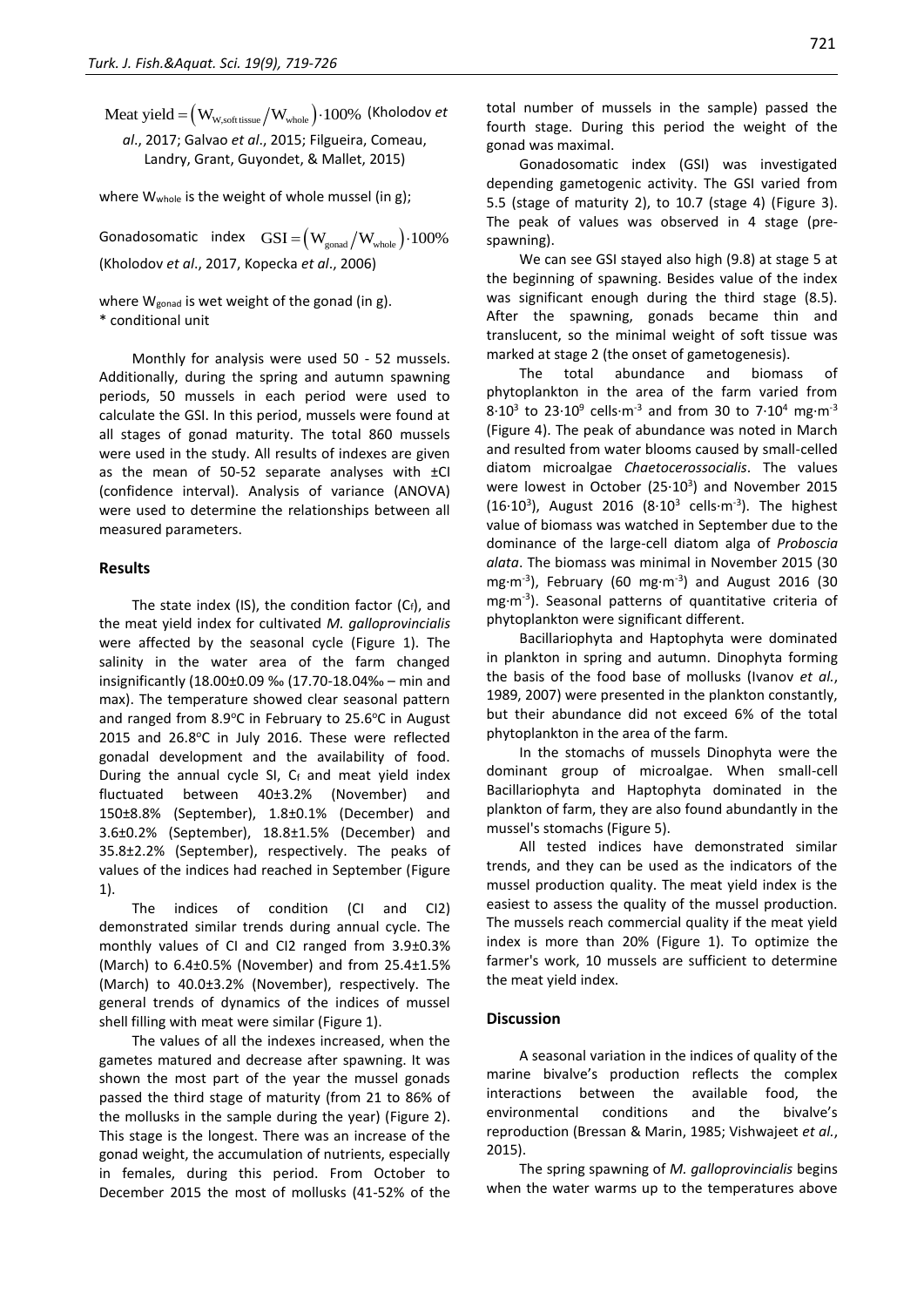$$\text{Meat yield} = \left(W_{W,\text{soft tissue}} / W_{\text{whole}}\right) \cdot 100\%$$ (Kholodov *et al*., 2017; Galvao *et al*., 2015; Filgueira, Comeau, Landry, Grant, Guyondet, & Mallet, 2015)

where $W_{whole}$ is the weight of whole mussel (in g);

Gonadosomatic index $\text{GSI} = \left(W_{\text{gonad}} / W_{\text{whole}}\right) \cdot 100\%$ (Kholodov *et al*., 2017, Kopecka *et al*., 2006)

where $W_{gonad}$ is wet weight of the gonad (in g).
* conditional unit

Monthly for analysis were used 50 - 52 mussels. Additionally, during the spring and autumn spawning periods, 50 mussels in each period were used to calculate the GSI. In this period, mussels were found at all stages of gonad maturity. The total 860 mussels were used in the study. All results of indexes are given as the mean of 50-52 separate analyses with ±CI (confidence interval). Analysis of variance (ANOVA) were used to determine the relationships between all measured parameters.

## Results

The state index (IS), the condition factor ($C_f$), and the meat yield index for cultivated *M. galloprovincialis* were affected by the seasonal cycle (Figure 1). The salinity in the water area of the farm changed insignificantly (18.00±0.09 ‰ (17.70-18.04‰ – min and max). The temperature showed clear seasonal pattern and ranged from 8.9°C in February to 25.6°C in August 2015 and 26.8°C in July 2016. These were reflected gonadal development and the availability of food. During the annual cycle SI, $C_f$ and meat yield index fluctuated between 40±3.2% (November) and 150±8.8% (September), 1.8±0.1% (December) and 3.6±0.2% (September), 18.8±1.5% (December) and 35.8±2.2% (September), respectively. The peaks of values of the indices had reached in September (Figure 1).

The indices of condition (CI and CI2) demonstrated similar trends during annual cycle. The monthly values of CI and CI2 ranged from 3.9±0.3% (March) to 6.4±0.5% (November) and from 25.4±1.5% (March) to 40.0±3.2% (November), respectively. The general trends of dynamics of the indices of mussel shell filling with meat were similar (Figure 1).

The values of all the indexes increased, when the gametes matured and decrease after spawning. It was shown the most part of the year the mussel gonads passed the third stage of maturity (from 21 to 86% of the mollusks in the sample during the year) (Figure 2). This stage is the longest. There was an increase of the gonad weight, the accumulation of nutrients, especially in females, during this period. From October to December 2015 the most of mollusks (41-52% of the total number of mussels in the sample) passed the fourth stage. During this period the weight of the gonad was maximal.

Gonadosomatic index (GSI) was investigated depending gametogenic activity. The GSI varied from 5.5 (stage of maturity 2), to 10.7 (stage 4) (Figure 3). The peak of values was observed in 4 stage (pre-spawning).

We can see GSI stayed also high (9.8) at stage 5 at the beginning of spawning. Besides value of the index was significant enough during the third stage (8.5). After the spawning, gonads became thin and translucent, so the minimal weight of soft tissue was marked at stage 2 (the onset of gametogenesis).

The total abundance and biomass of phytoplankton in the area of the farm varied from $8{\cdot}10^3$ to $23{\cdot}10^9$ cells$\cdot$m$^{-3}$ and from 30 to $7{\cdot}10^4$ mg$\cdot$m$^{-3}$ (Figure 4). The peak of abundance was noted in March and resulted from water blooms caused by small-celled diatom microalgae *Chaetocerossocialis*. The values were lowest in October ($25{\cdot}10^3$) and November 2015 ($16{\cdot}10^3$), August 2016 ($8{\cdot}10^3$ cells$\cdot$m$^{-3}$). The highest value of biomass was watched in September due to the dominance of the large-cell diatom alga of *Proboscia alata*. The biomass was minimal in November 2015 (30 mg$\cdot$m$^{-3}$), February (60 mg$\cdot$m$^{-3}$) and August 2016 (30 mg$\cdot$m$^{-3}$). Seasonal patterns of quantitative criteria of phytoplankton were significant different.

Bacillariophyta and Haptophyta were dominated in plankton in spring and autumn. Dinophyta forming the basis of the food base of mollusks (Ivanov *et al.*, 1989, 2007) were presented in the plankton constantly, but their abundance did not exceed 6% of the total phytoplankton in the area of the farm.

In the stomachs of mussels Dinophyta were the dominant group of microalgae. When small-cell Bacillariophyta and Haptophyta dominated in the plankton of farm, they are also found abundantly in the mussel's stomachs (Figure 5).

All tested indices have demonstrated similar trends, and they can be used as the indicators of the mussel production quality. The meat yield index is the easiest to assess the quality of the mussel production. The mussels reach commercial quality if the meat yield index is more than 20% (Figure 1). To optimize the farmer's work, 10 mussels are sufficient to determine the meat yield index.

## Discussion

A seasonal variation in the indices of quality of the marine bivalve's production reflects the complex interactions between the available food, the environmental conditions and the bivalve's reproduction (Bressan & Marin, 1985; Vishwajeet *et al.*, 2015).

The spring spawning of *M. galloprovincialis* begins when the water warms up to the temperatures above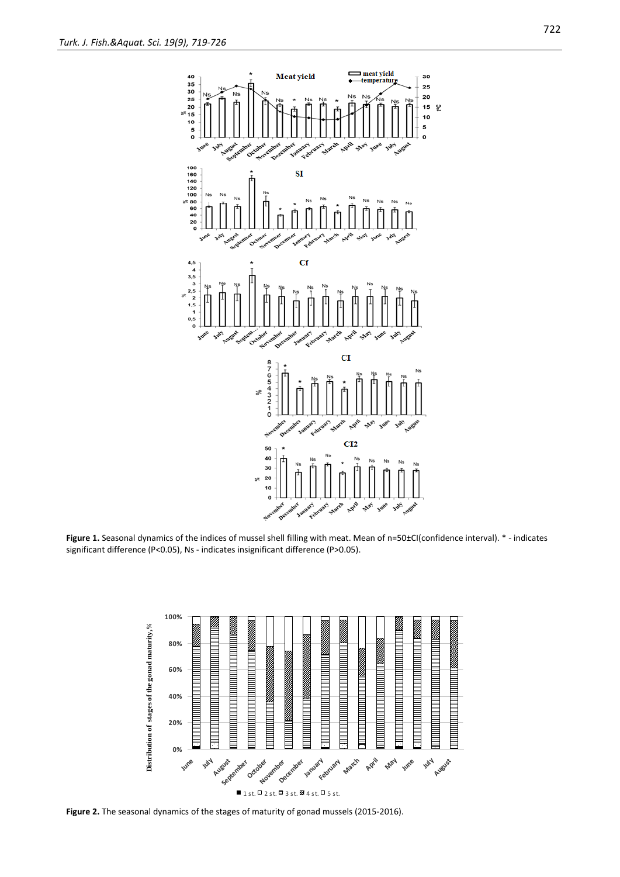**Figure 1.** Seasonal dynamics of the indices of mussel shell filling with meat. Mean of n=50±CI(confidence interval). * - indicates significant difference (P<0.05), Ns - indicates insignificant difference (P>0.05).

**Figure 2.** The seasonal dynamics of the stages of maturity of gonad mussels (2015-2016).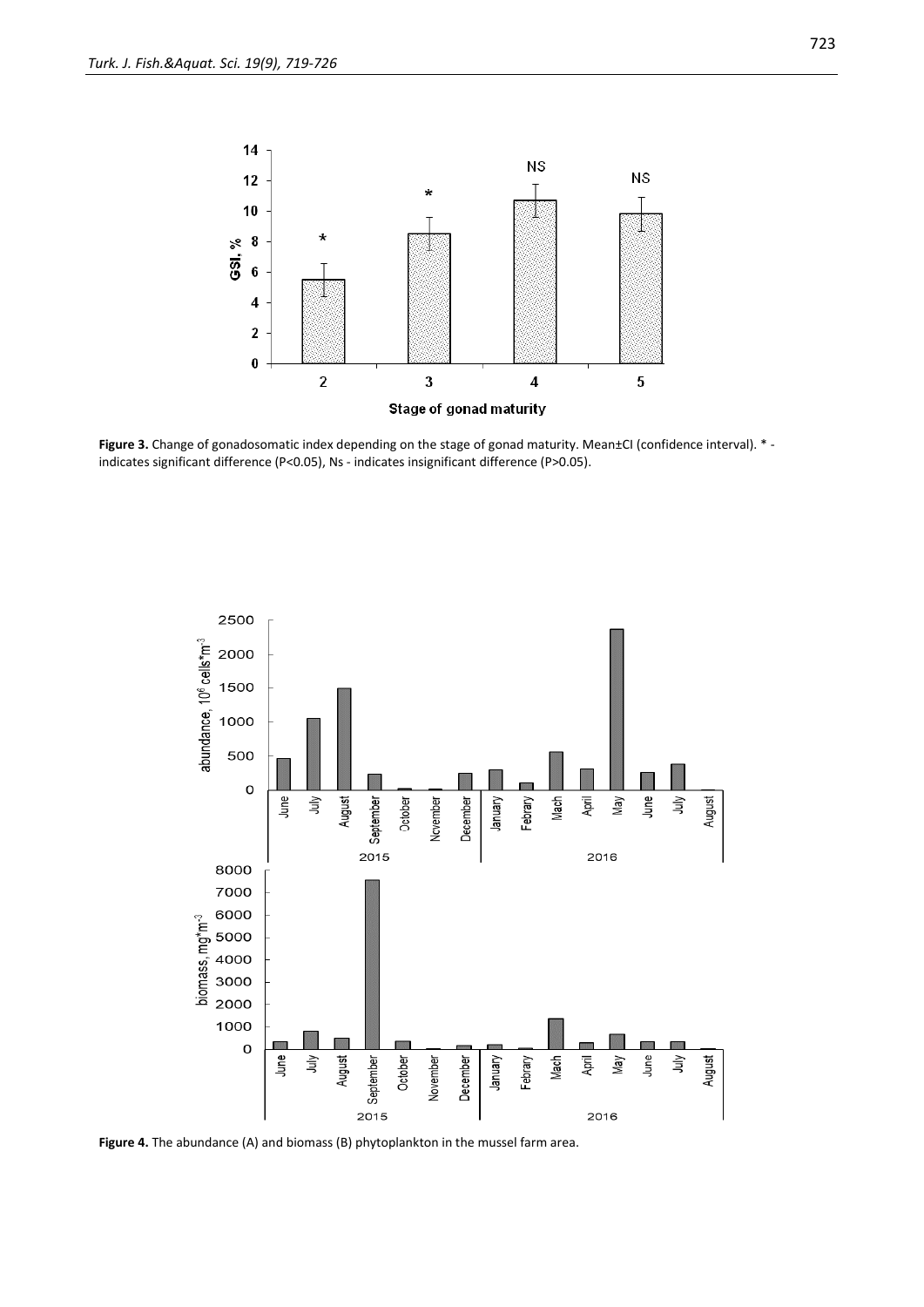**Figure 3.** Change of gonadosomatic index depending on the stage of gonad maturity. Mean±CI (confidence interval). * - indicates significant difference (P<0.05), Ns - indicates insignificant difference (P>0.05).

**Figure 4.** The abundance (A) and biomass (B) phytoplankton in the mussel farm area.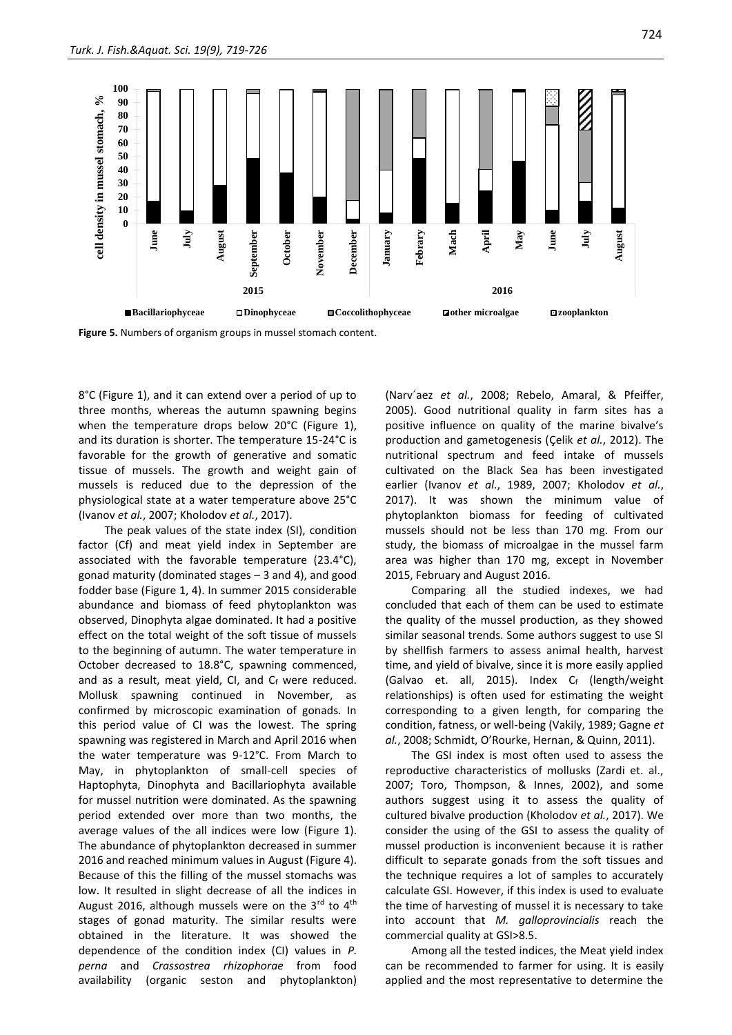**Figure 5.** Numbers of organism groups in mussel stomach content.

8°C (Figure 1), and it can extend over a period of up to three months, whereas the autumn spawning begins when the temperature drops below 20°C (Figure 1), and its duration is shorter. The temperature 15-24°C is favorable for the growth of generative and somatic tissue of mussels. The growth and weight gain of mussels is reduced due to the depression of the physiological state at a water temperature above 25°C (Ivanov *et al.*, 2007; Kholodov *et al.*, 2017).

The peak values of the state index (SI), condition factor (Cf) and meat yield index in September are associated with the favorable temperature (23.4°C), gonad maturity (dominated stages – 3 and 4), and good fodder base (Figure 1, 4). In summer 2015 considerable abundance and biomass of feed phytoplankton was observed, Dinophyta algae dominated. It had a positive effect on the total weight of the soft tissue of mussels to the beginning of autumn. The water temperature in October decreased to 18.8°C, spawning commenced, and as a result, meat yield, CI, and $C_f$ were reduced. Mollusk spawning continued in November, as confirmed by microscopic examination of gonads. In this period value of CI was the lowest. The spring spawning was registered in March and April 2016 when the water temperature was 9-12°C. From March to May, in phytoplankton of small-cell species of Haptophyta, Dinophyta and Bacillariophyta available for mussel nutrition were dominated. As the spawning period extended over more than two months, the average values of the all indices were low (Figure 1). The abundance of phytoplankton decreased in summer 2016 and reached minimum values in August (Figure 4). Because of this the filling of the mussel stomachs was low. It resulted in slight decrease of all the indices in August 2016, although mussels were on the 3rd to 4th stages of gonad maturity. The similar results were obtained in the literature. It was showed the dependence of the condition index (CI) values in *P. perna* and *Crassostrea rhizophorae* from food availability (organic seston and phytoplankton) (Narv´aez *et al.*, 2008; Rebelo, Amaral, & Pfeiffer, 2005). Good nutritional quality in farm sites has a positive influence on quality of the marine bivalve's production and gametogenesis (Çelik *et al.*, 2012). The nutritional spectrum and feed intake of mussels cultivated on the Black Sea has been investigated earlier (Ivanov *et al.*, 1989, 2007; Kholodov *et al.*, 2017). It was shown the minimum value of phytoplankton biomass for feeding of cultivated mussels should not be less than 170 mg. From our study, the biomass of microalgae in the mussel farm area was higher than 170 mg, except in November 2015, February and August 2016.

Comparing all the studied indexes, we had concluded that each of them can be used to estimate the quality of the mussel production, as they showed similar seasonal trends. Some authors suggest to use SI by shellfish farmers to assess animal health, harvest time, and yield of bivalve, since it is more easily applied (Galvao et. all, 2015). Index $C_f$ (length/weight relationships) is often used for estimating the weight corresponding to a given length, for comparing the condition, fatness, or well-being (Vakily, 1989; Gagne *et al.*, 2008; Schmidt, O'Rourke, Hernan, & Quinn, 2011).

The GSI index is most often used to assess the reproductive characteristics of mollusks (Zardi et. al., 2007; Toro, Thompson, & Innes, 2002), and some authors suggest using it to assess the quality of cultured bivalve production (Kholodov *et al.*, 2017). We consider the using of the GSI to assess the quality of mussel production is inconvenient because it is rather difficult to separate gonads from the soft tissues and the technique requires a lot of samples to accurately calculate GSI. However, if this index is used to evaluate the time of harvesting of mussel it is necessary to take into account that *M. galloprovincialis* reach the commercial quality at GSI>8.5.

Among all the tested indices, the Meat yield index can be recommended to farmer for using. It is easily applied and the most representative to determine the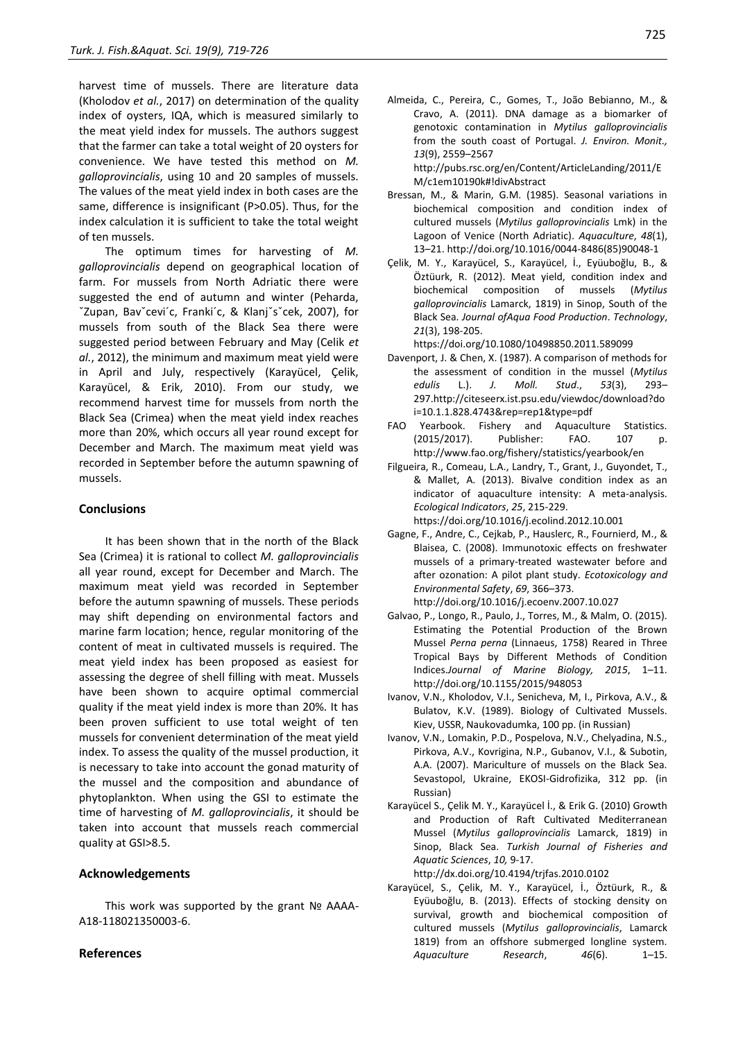harvest time of mussels. There are literature data (Kholodov *et al.*, 2017) on determination of the quality index of oysters, IQA, which is measured similarly to the meat yield index for mussels. The authors suggest that the farmer can take a total weight of 20 oysters for convenience. We have tested this method on *M. galloprovincialis*, using 10 and 20 samples of mussels. The values of the meat yield index in both cases are the same, difference is insignificant (P>0.05). Thus, for the index calculation it is sufficient to take the total weight of ten mussels.

The optimum times for harvesting of *M. galloprovincialis* depend on geographical location of farm. For mussels from North Adriatic there were suggested the end of autumn and winter (Peharda, ˇZupan, Bavˇcevi´c, Franki´c, & Klanjˇsˇcek, 2007), for mussels from south of the Black Sea there were suggested period between February and May (Celik *et al.*, 2012), the minimum and maximum meat yield were in April and July, respectively (Karayücel, Çelik, Karayücel, & Erik, 2010). From our study, we recommend harvest time for mussels from north the Black Sea (Crimea) when the meat yield index reaches more than 20%, which occurs all year round except for December and March. The maximum meat yield was recorded in September before the autumn spawning of mussels.

## Conclusions

It has been shown that in the north of the Black Sea (Crimea) it is rational to collect *M. galloprovincialis* all year round, except for December and March. The maximum meat yield was recorded in September before the autumn spawning of mussels. These periods may shift depending on environmental factors and marine farm location; hence, regular monitoring of the content of meat in cultivated mussels is required. The meat yield index has been proposed as easiest for assessing the degree of shell filling with meat. Mussels have been shown to acquire optimal commercial quality if the meat yield index is more than 20%. It has been proven sufficient to use total weight of ten mussels for convenient determination of the meat yield index. To assess the quality of the mussel production, it is necessary to take into account the gonad maturity of the mussel and the composition and abundance of phytoplankton. When using the GSI to estimate the time of harvesting of *M. galloprovincialis*, it should be taken into account that mussels reach commercial quality at GSI>8.5.

## Acknowledgements

This work was supported by the grant № AAAA-A18-118021350003-6.

## References

Almeida, C., Pereira, C., Gomes, T., João Bebianno, M., & Cravo, A. (2011). DNA damage as a biomarker of genotoxic contamination in *Mytilus galloprovincialis* from the south coast of Portugal. *J. Environ. Monit., 13*(9), 2559–2567 http://pubs.rsc.org/en/Content/ArticleLanding/2011/EM/c1em10190k#!divAbstract

Bressan, M., & Marin, G.M. (1985). Seasonal variations in biochemical composition and condition index of cultured mussels (*Mytilus galloprovincialis* Lmk) in the Lagoon of Venice (North Adriatic). *Aquaculture*, *48*(1), 13–21. http://doi.org/10.1016/0044-8486(85)90048-1

Çelik, M. Y., Karayücel, S., Karayücel, İ., Eyüuboğlu, B., & Öztüurk, R. (2012). Meat yield, condition index and biochemical composition of mussels (*Mytilus galloprovincialis* Lamarck, 1819) in Sinop, South of the Black Sea. *Journal ofAqua Food Production*. *Technology*, *21*(3), 198-205. https://doi.org/10.1080/10498850.2011.589099

Davenport, J. & Chen, X. (1987). A comparison of methods for the assessment of condition in the mussel (*Mytilus edulis* L.). *J. Moll. Stud*., *53*(3), 293–297.http://citeseerx.ist.psu.edu/viewdoc/download?doi=10.1.1.828.4743&rep=rep1&type=pdf

FAO Yearbook. Fishery and Aquaculture Statistics. (2015/2017). Publisher: FAO. 107 p. http://www.fao.org/fishery/statistics/yearbook/en

Filgueira, R., Comeau, L.A., Landry, T., Grant, J., Guyondet, T., & Mallet, A. (2013). Bivalve condition index as an indicator of aquaculture intensity: A meta-analysis. *Ecological Indicators*, *25*, 215-229. https://doi.org/10.1016/j.ecolind.2012.10.001

Gagne, F., Andre, C., Cejkab, P., Hauslerc, R., Fournierd, M., & Blaisea, C. (2008). Immunotoxic effects on freshwater mussels of a primary-treated wastewater before and after ozonation: A pilot plant study. *Ecotoxicology and Environmental Safety*, *69*, 366–373. http://doi.org/10.1016/j.ecoenv.2007.10.027

Galvao, P., Longo, R., Paulo, J., Torres, M., & Malm, O. (2015). Estimating the Potential Production of the Brown Mussel *Perna perna* (Linnaeus, 1758) Reared in Three Tropical Bays by Different Methods of Condition Indices.*Journal of Marine Biology, 2015*, 1–11. http://doi.org/10.1155/2015/948053

Ivanov, V.N., Kholodov, V.I., Senicheva, M, I., Pirkova, A.V., & Bulatov, K.V. (1989). Biology of Cultivated Mussels. Kiev, USSR, Naukovadumka, 100 pp. (in Russian)

Ivanov, V.N., Lomakin, P.D., Pospelova, N.V., Chelyadina, N.S., Pirkova, A.V., Kovrigina, N.P., Gubanov, V.I., & Subotin, A.A. (2007). Mariculture of mussels on the Black Sea. Sevastopol, Ukraine, EKOSI-Gidrofizika, 312 pp. (in Russian)

Karayücel S., Çelik M. Y., Karayücel İ., & Erik G. (2010) Growth and Production of Raft Cultivated Mediterranean Mussel (*Mytilus galloprovincialis* Lamarck, 1819) in Sinop, Black Sea. *Turkish Journal of Fisheries and Aquatic Sciences*, *10,* 9-17. http://dx.doi.org/10.4194/trjfas.2010.0102

Karayücel, S., Çelik, M. Y., Karayücel, İ., Öztüurk, R., & Eyüuboğlu, B. (2013). Effects of stocking density on survival, growth and biochemical composition of cultured mussels (*Mytilus galloprovincialis*, Lamarck 1819) from an offshore submerged longline system. *Aquaculture Research*, *46*(6). 1–15.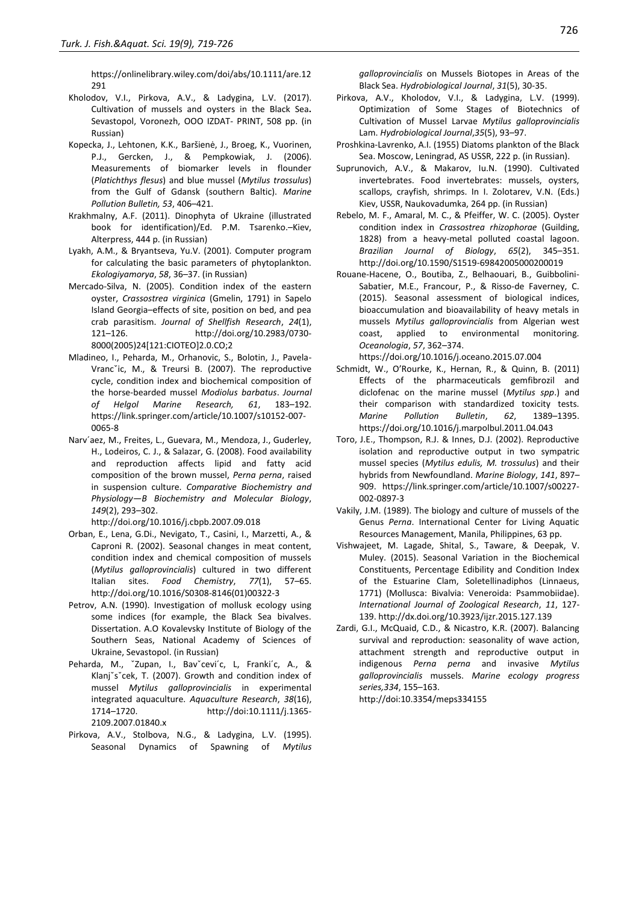https://onlinelibrary.wiley.com/doi/abs/10.1111/are.12291

Kholodov, V.I., Pirkova, A.V., & Ladygina, L.V. (2017). Cultivation of mussels and oysters in the Black Sea**.** Sevastopol, Voronezh, OOO IZDAT- PRINT, 508 pp. (in Russian)

Kopecka, J., Lehtonen, K.K., Baršienė, J., Broeg, K., Vuorinen, P.J., Gercken, J., & Pempkowiak, J. (2006). Measurements of biomarker levels in flounder (*Platichthys flesus*) and blue mussel (*Mytilus trossulus*) from the Gulf of Gdansk (southern Baltic). *Marine Pollution Bulletin, 53*, 406–421.

Кrakhmalny, A.F. (2011). Dinophyta of Ukraine (illustrated book for identification)/Ed. P.M. Tsarenko.–Kiev, Alterpress, 444 p. (in Russian)

Lyakh, A.M., & Bryantseva, Yu.V. (2001). Computer program for calculating the basic parameters of phytoplankton. *Ekologiyamorya*, *58*, 36–37. (in Russian)

Mercado-Silva, N. (2005). Condition index of the eastern oyster, *Crassostrea virginica* (Gmelin, 1791) in Sapelo Island Georgia–effects of site, position on bed, and pea crab parasitism. *Journal of Shellfish Research*, *24*(1), 121–126. http://doi.org/10.2983/0730-8000(2005)24[121:CIOTEO]2.0.CO;2

Mladineo, I., Peharda, M., Orhanovic, S., Bolotin, J., Pavela-Vrancˇic, M., & Treursi B. (2007). The reproductive cycle, condition index and biochemical composition of the horse-bearded mussel *Modiolus barbatus*. *Journal of Helgol Marine Research, 61*, 183–192. https://link.springer.com/article/10.1007/s10152-007-0065-8

Narv´aez, M., Freites, L., Guevara, M., Mendoza, J., Guderley, H., Lodeiros, C. J., & Salazar, G. (2008). Food availability and reproduction affects lipid and fatty acid composition of the brown mussel, *Perna perna*, raised in suspension culture. *Comparative Biochemistry and Physiology—B Biochemistry and Molecular Biology*, *149*(2), 293–302. http://doi.org/10.1016/j.cbpb.2007.09.018

Orban, E., Lena, G.Di., Nevigato, T., Casini, I., Marzetti, A., & Caproni R. (2002). Seasonal changes in meat content, condition index and chemical composition of mussels (*Mytilus galloprovincialis*) cultured in two different Italian sites. *Food Chemistry*, *77*(1), 57–65. http://doi.org/10.1016/S0308-8146(01)00322-3

Petrov, A.N. (1990). Investigation of mollusk ecology using some indices (for example, the Black Sea bivalves. Dissertation. A.O Kovalevsky Institute of Biology of the Southern Seas, National Academy of Sciences of Ukraine, Sevastopol. (in Russian)

Peharda, M., ˇZupan, I., Bavˇcevi´c, L, Franki´c, A., & Klanjˇsˇcek, T. (2007). Growth and condition index of mussel *Mytilus galloprovincialis* in experimental integrated aquaculture. *Aquaculture Research*, *38*(16), 1714–1720. http://doi:10.1111/j.1365-2109.2007.01840.x

Pirkova, A.V., Stolbova, N.G., & Ladygina, L.V. (1995). Seasonal Dynamics of Spawning of *Mytilus galloprovincialis* on Mussels Biotopes in Areas of the Black Sea. *Hydrobiological Journal*, *31*(5), 30-35.

Pirkova, A.V., Kholodov, V.I., & Ladygina, L.V. (1999). Optimization of Some Stages of Biotechnics of Cultivation of Mussel Larvae *Mytilus galloprovincialis* Lam. *Hydrobiological Journal*,*35*(5), 93–97.

Proshkina-Lavrenko, A.I. (1955) Diatoms plankton of the Black Sea. Moscow, Leningrad, AS USSR, 222 p. (in Russian).

Suprunovich, A.V., & Makarov, Iu.N. (1990). Cultivated invertebrates. Food invertebrates: mussels, oysters, scallops, crayfish, shrimps. In I. Zolotarev, V.N. (Eds.) Kiev, USSR, Naukovadumka, 264 pp. (in Russian)

Rebelo, M. F., Amaral, M. C., & Pfeiffer, W. C. (2005). Oyster condition index in *Crassostrea rhizophorae* (Guilding, 1828) from a heavy-metal polluted coastal lagoon. *Brazilian Journal of Biology*, *65*(2), 345–351. http://doi.org/10.1590/S1519-69842005000200019

Rouane-Hacene, O., Boutiba, Z., Belhaouari, B., Guibbolini-Sabatier, M.E., Francour, P., & Risso-de Faverney, C. (2015). Seasonal assessment of biological indices, bioaccumulation and bioavailability of heavy metals in mussels *Mytilus galloprovincialis* from Algerian west coast, applied to environmental monitoring. *Oceanologia*, *57*, 362–374. https://doi.org/10.1016/j.oceano.2015.07.004

Schmidt, W., O'Rourke, K., Hernan, R., & Quinn, B. (2011) Effects of the pharmaceuticals gemfibrozil and diclofenac on the marine mussel (*Mytilus spp*.) and their comparison with standardized toxicity tests. *Marine Pollution Bulletin*, *62*, 1389–1395. https://doi.org/10.1016/j.marpolbul.2011.04.043

Toro, J.E., Thompson, R.J. & Innes, D.J. (2002). Reproductive isolation and reproductive output in two sympatric mussel species (*Mytilus edulis, M. trossulus*) and their hybrids from Newfoundland. *Marine Biology*, *141*, 897–909. https://link.springer.com/article/10.1007/s00227-002-0897-3

Vakily, J.M. (1989). The biology and culture of mussels of the Genus *Perna*. International Center for Living Aquatic Resources Management, Manila, Philippines, 63 pp.

Vishwajeet, M. Lagade, Shital, S., Taware, & Deepak, V. Muley. (2015). Seasonal Variation in the Biochemical Constituents, Percentage Edibility and Condition Index of the Estuarine Clam, Soletellinadiphos (Linnaeus, 1771) (Mollusca: Bivalvia: Veneroida: Psammobiidae). *International Journal of Zoological Research*, *11*, 127-139. http://dx.doi.org/10.3923/ijzr.2015.127.139

Zardi, G.I., McQuaid, C.D., & Nicastro, K.R. (2007). Balancing survival and reproduction: seasonality of wave action, attachment strength and reproductive output in indigenous *Perna perna* and invasive *Mytilus galloprovincialis* mussels. *Marine ecology progress series,334*, 155–163. http://doi:10.3354/meps334155